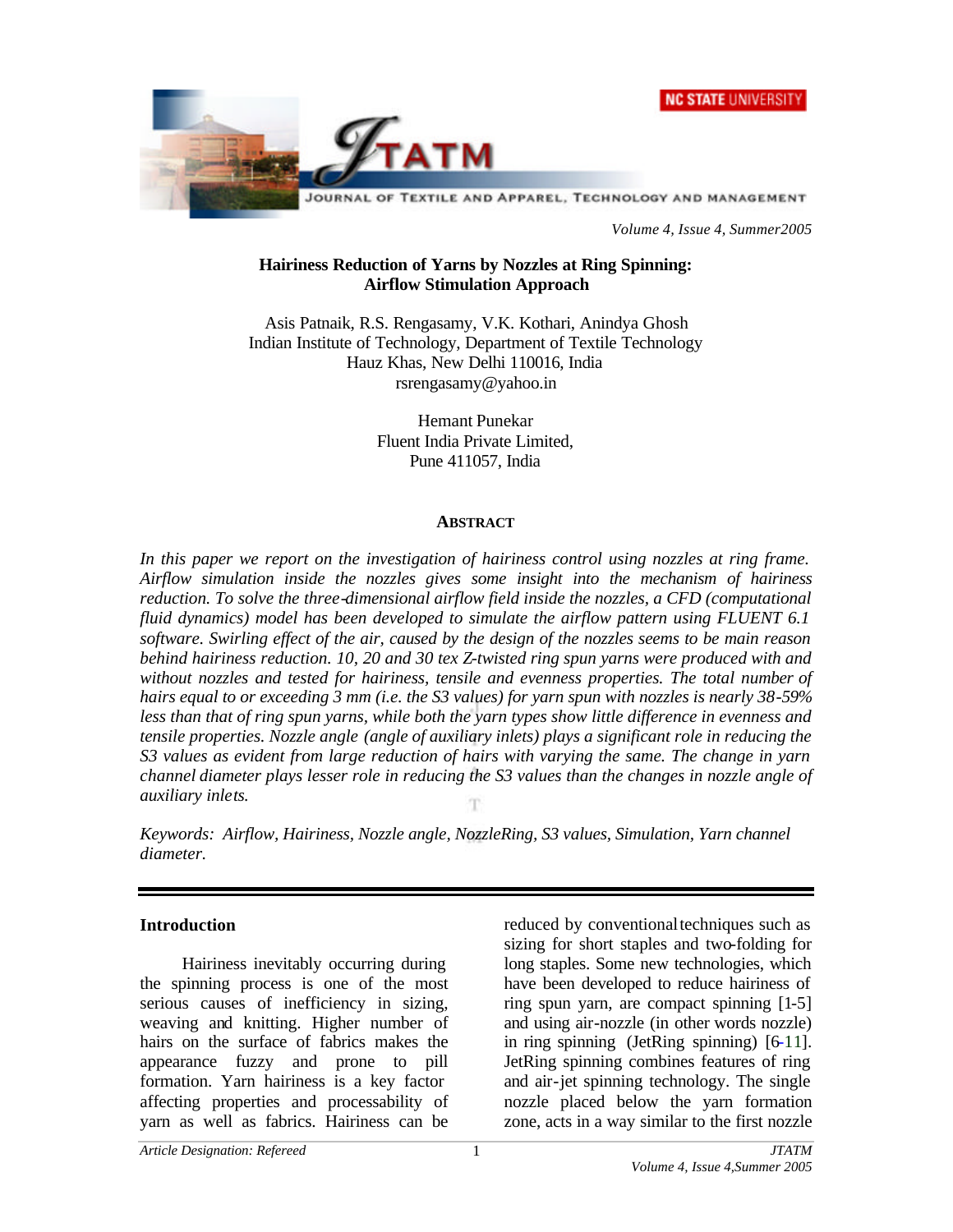# Hairiness Reduction of Yarns by Nozzles at Ring Spinning: Airflow Stimulation Approach

Asis Patnaik, R.S. Rengasamy, V.K. Kothari, Anindya Ghosh
Indian Institute of Technology, Department of Textile Technology
Hauz Khas, New Delhi 110016, India
rsrengasamy@yahoo.in

Hemant Punekar
Fluent India Private Limited,
Pune 411057, India

## ABSTRACT

*In this paper we report on the investigation of hairiness control using nozzles at ring frame. Airflow simulation inside the nozzles gives some insight into the mechanism of hairiness reduction. To solve the three-dimensional airflow field inside the nozzles, a CFD (computational fluid dynamics) model has been developed to simulate the airflow pattern using FLUENT 6.1 software. Swirling effect of the air, caused by the design of the nozzles seems to be main reason behind hairiness reduction. 10, 20 and 30 tex Z-twisted ring spun yarns were produced with and without nozzles and tested for hairiness, tensile and evenness properties. The total number of hairs equal to or exceeding 3 mm (i.e. the S3 values) for yarn spun with nozzles is nearly 38-59% less than that of ring spun yarns, while both the yarn types show little difference in evenness and tensile properties. Nozzle angle (angle of auxiliary inlets) plays a significant role in reducing the S3 values as evident from large reduction of hairs with varying the same. The change in yarn channel diameter plays lesser role in reducing the S3 values than the changes in nozzle angle of auxiliary inlets.*

*Keywords: Airflow, Hairiness, Nozzle angle, NozzleRing, S3 values, Simulation, Yarn channel diameter.*

## Introduction

Hairiness inevitably occurring during the spinning process is one of the most serious causes of inefficiency in sizing, weaving and knitting. Higher number of hairs on the surface of fabrics makes the appearance fuzzy and prone to pill formation. Yarn hairiness is a key factor affecting properties and processability of yarn as well as fabrics. Hairiness can be reduced by conventional techniques such as sizing for short staples and two-folding for long staples. Some new technologies, which have been developed to reduce hairiness of ring spun yarn, are compact spinning [1-5] and using air-nozzle (in other words nozzle) in ring spinning (JetRing spinning) [6-11]. JetRing spinning combines features of ring and air-jet spinning technology. The single nozzle placed below the yarn formation zone, acts in a way similar to the first nozzle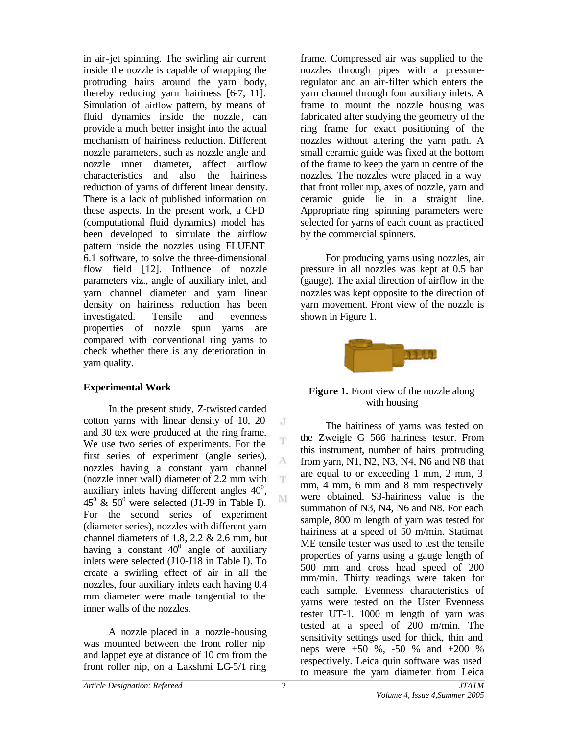in air-jet spinning. The swirling air current inside the nozzle is capable of wrapping the protruding hairs around the yarn body, thereby reducing yarn hairiness [6-7, 11]. Simulation of airflow pattern, by means of fluid dynamics inside the nozzle, can provide a much better insight into the actual mechanism of hairiness reduction. Different nozzle parameters, such as nozzle angle and nozzle inner diameter, affect airflow characteristics and also the hairiness reduction of yarns of different linear density. There is a lack of published information on these aspects. In the present work, a CFD (computational fluid dynamics) model has been developed to simulate the airflow pattern inside the nozzles using FLUENT 6.1 software, to solve the three-dimensional flow field [12]. Influence of nozzle parameters viz., angle of auxiliary inlet, and yarn channel diameter and yarn linear density on hairiness reduction has been investigated. Tensile and evenness properties of nozzle spun yarns are compared with conventional ring yarns to check whether there is any deterioration in yarn quality.

## Experimental Work

In the present study, Z-twisted carded cotton yarns with linear density of 10, 20 and 30 tex were produced at the ring frame. We use two series of experiments. For the first series of experiment (angle series), nozzles having a constant yarn channel (nozzle inner wall) diameter of 2.2 mm with auxiliary inlets having different angles $40^0$, $45^0$ & $50^0$ were selected (J1-J9 in Table I). For the second series of experiment (diameter series), nozzles with different yarn channel diameters of 1.8, 2.2 & 2.6 mm, but having a constant $40^0$ angle of auxiliary inlets were selected (J10-J18 in Table I). To create a swirling effect of air in all the nozzles, four auxiliary inlets each having 0.4 mm diameter were made tangential to the inner walls of the nozzles.

A nozzle placed in a nozzle-housing was mounted between the front roller nip and lappet eye at distance of 10 cm from the front roller nip, on a Lakshmi LG-5/1 ring frame. Compressed air was supplied to the nozzles through pipes with a pressure-regulator and an air-filter which enters the yarn channel through four auxiliary inlets. A frame to mount the nozzle housing was fabricated after studying the geometry of the ring frame for exact positioning of the nozzles without altering the yarn path. A small ceramic guide was fixed at the bottom of the frame to keep the yarn in centre of the nozzles. The nozzles were placed in a way that front roller nip, axes of nozzle, yarn and ceramic guide lie in a straight line. Appropriate ring spinning parameters were selected for yarns of each count as practiced by the commercial spinners.

For producing yarns using nozzles, air pressure in all nozzles was kept at 0.5 bar (gauge). The axial direction of airflow in the nozzles was kept opposite to the direction of yarn movement. Front view of the nozzle is shown in Figure 1.

**Figure 1.** Front view of the nozzle along with housing

The hairiness of yarns was tested on the Zweigle G 566 hairiness tester. From this instrument, number of hairs protruding from yarn, N1, N2, N3, N4, N6 and N8 that are equal to or exceeding 1 mm, 2 mm, 3 mm, 4 mm, 6 mm and 8 mm respectively were obtained. S3-hairiness value is the summation of N3, N4, N6 and N8. For each sample, 800 m length of yarn was tested for hairiness at a speed of 50 m/min. Statimat ME tensile tester was used to test the tensile properties of yarns using a gauge length of 500 mm and cross head speed of 200 mm/min. Thirty readings were taken for each sample. Evenness characteristics of yarns were tested on the Uster Evenness tester UT-1. 1000 m length of yarn was tested at a speed of 200 m/min. The sensitivity settings used for thick, thin and neps were +50 %, -50 % and +200 % respectively. Leica quin software was used to measure the yarn diameter from Leica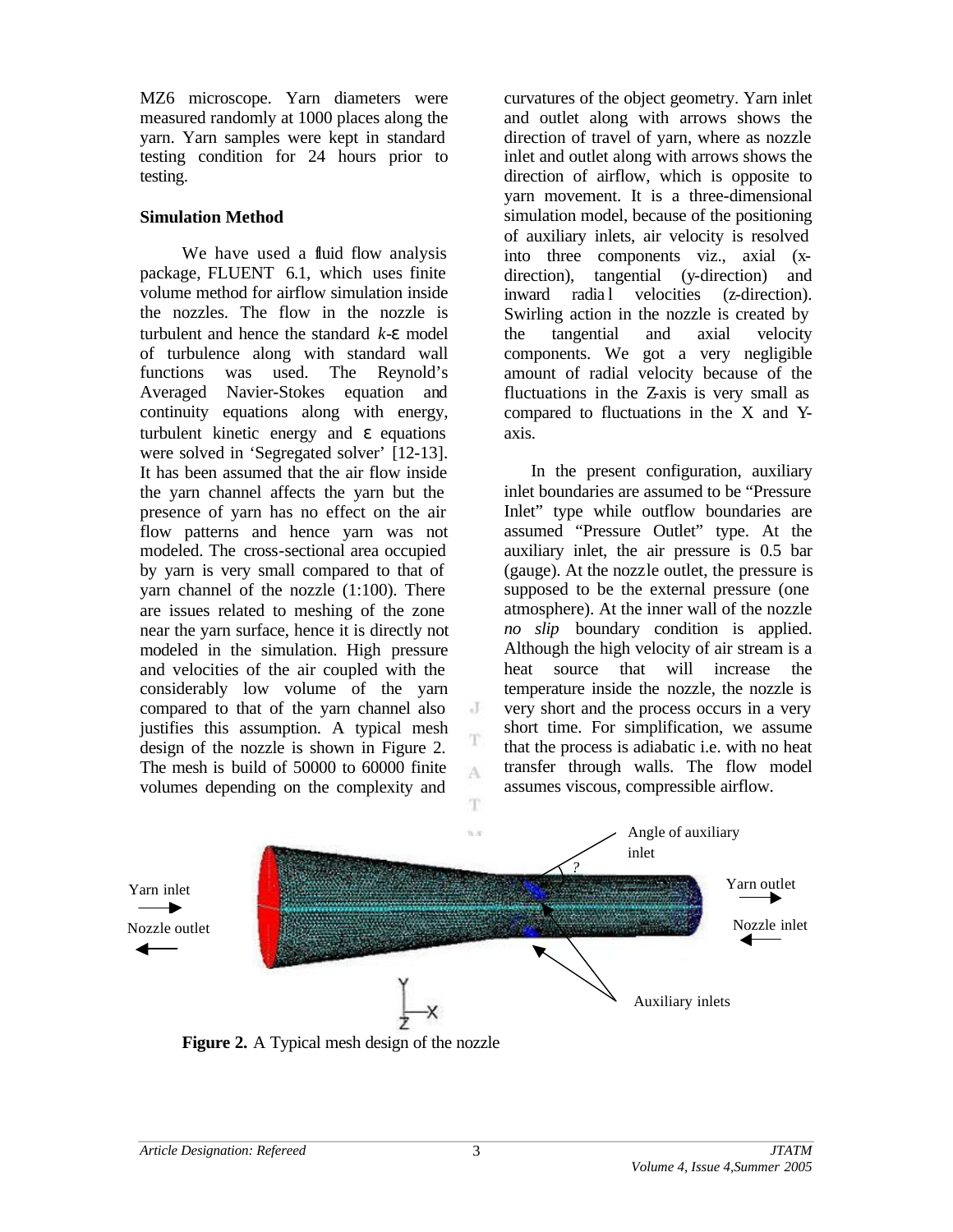MZ6 microscope. Yarn diameters were measured randomly at 1000 places along the yarn. Yarn samples were kept in standard testing condition for 24 hours prior to testing.

**Simulation Method**

We have used a fluid flow analysis package, FLUENT 6.1, which uses finite volume method for airflow simulation inside the nozzles. The flow in the nozzle is turbulent and hence the standard *k*-ε model of turbulence along with standard wall functions was used. The Reynold's Averaged Navier-Stokes equation and continuity equations along with energy, turbulent kinetic energy and ε equations were solved in 'Segregated solver' [12-13]. It has been assumed that the air flow inside the yarn channel affects the yarn but the presence of yarn has no effect on the air flow patterns and hence yarn was not modeled. The cross-sectional area occupied by yarn is very small compared to that of yarn channel of the nozzle (1:100). There are issues related to meshing of the zone near the yarn surface, hence it is directly not modeled in the simulation. High pressure and velocities of the air coupled with the considerably low volume of the yarn compared to that of the yarn channel also justifies this assumption. A typical mesh design of the nozzle is shown in Figure 2. The mesh is build of 50000 to 60000 finite volumes depending on the complexity and curvatures of the object geometry. Yarn inlet and outlet along with arrows shows the direction of travel of yarn, where as nozzle inlet and outlet along with arrows shows the direction of airflow, which is opposite to yarn movement. It is a three-dimensional simulation model, because of the positioning of auxiliary inlets, air velocity is resolved into three components viz., axial (x-direction), tangential (y-direction) and inward radial velocities (z-direction). Swirling action in the nozzle is created by the tangential and axial velocity components. We got a very negligible amount of radial velocity because of the fluctuations in the Z-axis is very small as compared to fluctuations in the X and Y-axis.

In the present configuration, auxiliary inlet boundaries are assumed to be "Pressure Inlet" type while outflow boundaries are assumed "Pressure Outlet" type. At the auxiliary inlet, the air pressure is 0.5 bar (gauge). At the nozzle outlet, the pressure is supposed to be the external pressure (one atmosphere). At the inner wall of the nozzle *no slip* boundary condition is applied. Although the high velocity of air stream is a heat source that will increase the temperature inside the nozzle, the nozzle is very short and the process occurs in a very short time. For simplification, we assume that the process is adiabatic i.e. with no heat transfer through walls. The flow model assumes viscous, compressible airflow.

**Figure 2.** A Typical mesh design of the nozzle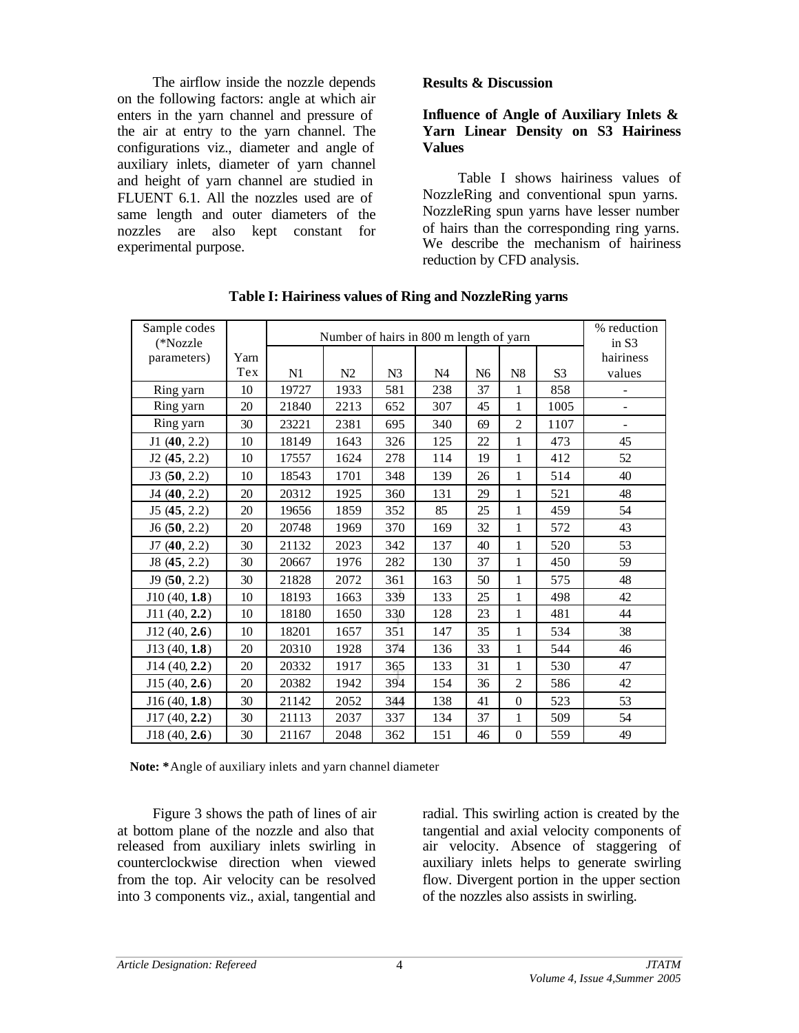The airflow inside the nozzle depends on the following factors: angle at which air enters in the yarn channel and pressure of the air at entry to the yarn channel. The configurations viz., diameter and angle of auxiliary inlets, diameter of yarn channel and height of yarn channel are studied in FLUENT 6.1. All the nozzles used are of same length and outer diameters of the nozzles are also kept constant for experimental purpose.

## Results & Discussion

### Influence of Angle of Auxiliary Inlets & Yarn Linear Density on S3 Hairiness Values

Table I shows hairiness values of NozzleRing and conventional spun yarns. NozzleRing spun yarns have lesser number of hairs than the corresponding ring yarns. We describe the mechanism of hairiness reduction by CFD analysis.

**Table I: Hairiness values of Ring and NozzleRing yarns**

| Sample codes (*Nozzle parameters) | Yarn Tex | Number of hairs in 800 m length of yarn | | | | | | | % reduction in S3 hairiness values |
|---|---|---|---|---|---|---|---|---|---|
| | | N1 | N2 | N3 | N4 | N6 | N8 | S3 | |
| Ring yarn | 10 | 19727 | 1933 | 581 | 238 | 37 | 1 | 858 | - |
| Ring yarn | 20 | 21840 | 2213 | 652 | 307 | 45 | 1 | 1005 | - |
| Ring yarn | 30 | 23221 | 2381 | 695 | 340 | 69 | 2 | 1107 | - |
| J1 (**40**, 2.2) | 10 | 18149 | 1643 | 326 | 125 | 22 | 1 | 473 | 45 |
| J2 (**45**, 2.2) | 10 | 17557 | 1624 | 278 | 114 | 19 | 1 | 412 | 52 |
| J3 (**50**, 2.2) | 10 | 18543 | 1701 | 348 | 139 | 26 | 1 | 514 | 40 |
| J4 (**40**, 2.2) | 20 | 20312 | 1925 | 360 | 131 | 29 | 1 | 521 | 48 |
| J5 (**45**, 2.2) | 20 | 19656 | 1859 | 352 | 85 | 25 | 1 | 459 | 54 |
| J6 (**50**, 2.2) | 20 | 20748 | 1969 | 370 | 169 | 32 | 1 | 572 | 43 |
| J7 (**40**, 2.2) | 30 | 21132 | 2023 | 342 | 137 | 40 | 1 | 520 | 53 |
| J8 (**45**, 2.2) | 30 | 20667 | 1976 | 282 | 130 | 37 | 1 | 450 | 59 |
| J9 (**50**, 2.2) | 30 | 21828 | 2072 | 361 | 163 | 50 | 1 | 575 | 48 |
| J10 (40, **1.8**) | 10 | 18193 | 1663 | 339 | 133 | 25 | 1 | 498 | 42 |
| J11 (40, **2.2**) | 10 | 18180 | 1650 | 330 | 128 | 23 | 1 | 481 | 44 |
| J12 (40, **2.6**) | 10 | 18201 | 1657 | 351 | 147 | 35 | 1 | 534 | 38 |
| J13 (40, **1.8**) | 20 | 20310 | 1928 | 374 | 136 | 33 | 1 | 544 | 46 |
| J14 (40, **2.2**) | 20 | 20332 | 1917 | 365 | 133 | 31 | 1 | 530 | 47 |
| J15 (40, **2.6**) | 20 | 20382 | 1942 | 394 | 154 | 36 | 2 | 586 | 42 |
| J16 (40, **1.8**) | 30 | 21142 | 2052 | 344 | 138 | 41 | 0 | 523 | 53 |
| J17 (40, **2.2**) | 30 | 21113 | 2037 | 337 | 134 | 37 | 1 | 509 | 54 |
| J18 (40, **2.6**) | 30 | 21167 | 2048 | 362 | 151 | 46 | 0 | 559 | 49 |

**Note: ***Angle of auxiliary inlets and yarn channel diameter

Figure 3 shows the path of lines of air at bottom plane of the nozzle and also that released from auxiliary inlets swirling in counterclockwise direction when viewed from the top. Air velocity can be resolved into 3 components viz., axial, tangential and radial. This swirling action is created by the tangential and axial velocity components of air velocity. Absence of staggering of auxiliary inlets helps to generate swirling flow. Divergent portion in the upper section of the nozzles also assists in swirling.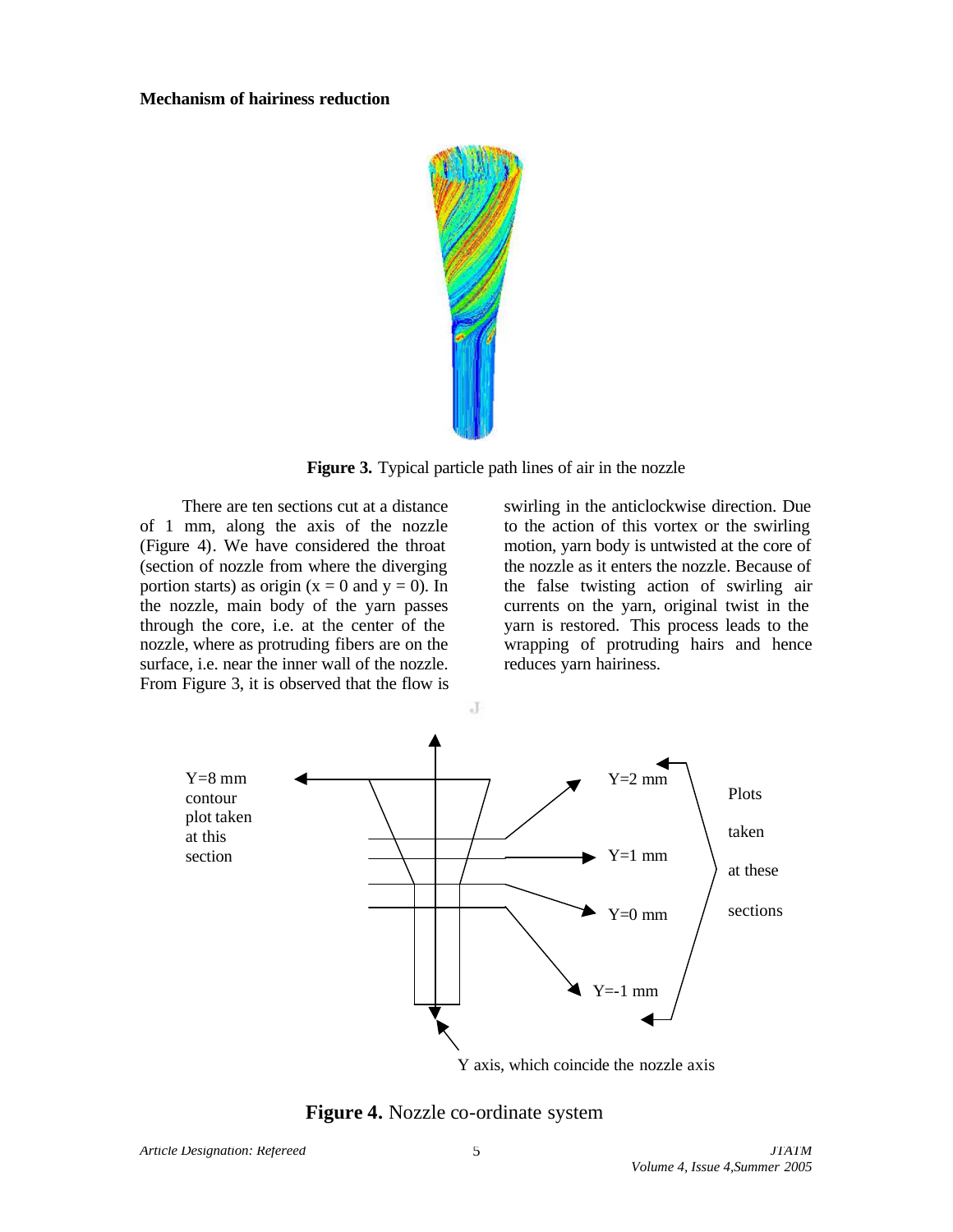**Mechanism of hairiness reduction**

**Figure 3.** Typical particle path lines of air in the nozzle

There are ten sections cut at a distance of 1 mm, along the axis of the nozzle (Figure 4). We have considered the throat (section of nozzle from where the diverging portion starts) as origin (x = 0 and y = 0). In the nozzle, main body of the yarn passes through the core, i.e. at the center of the nozzle, where as protruding fibers are on the surface, i.e. near the inner wall of the nozzle. From Figure 3, it is observed that the flow is swirling in the anticlockwise direction. Due to the action of this vortex or the swirling motion, yarn body is untwisted at the core of the nozzle as it enters the nozzle. Because of the false twisting action of swirling air currents on the yarn, original twist in the yarn is restored. This process leads to the wrapping of protruding hairs and hence reduces yarn hairiness.

**Figure 4.** Nozzle co-ordinate system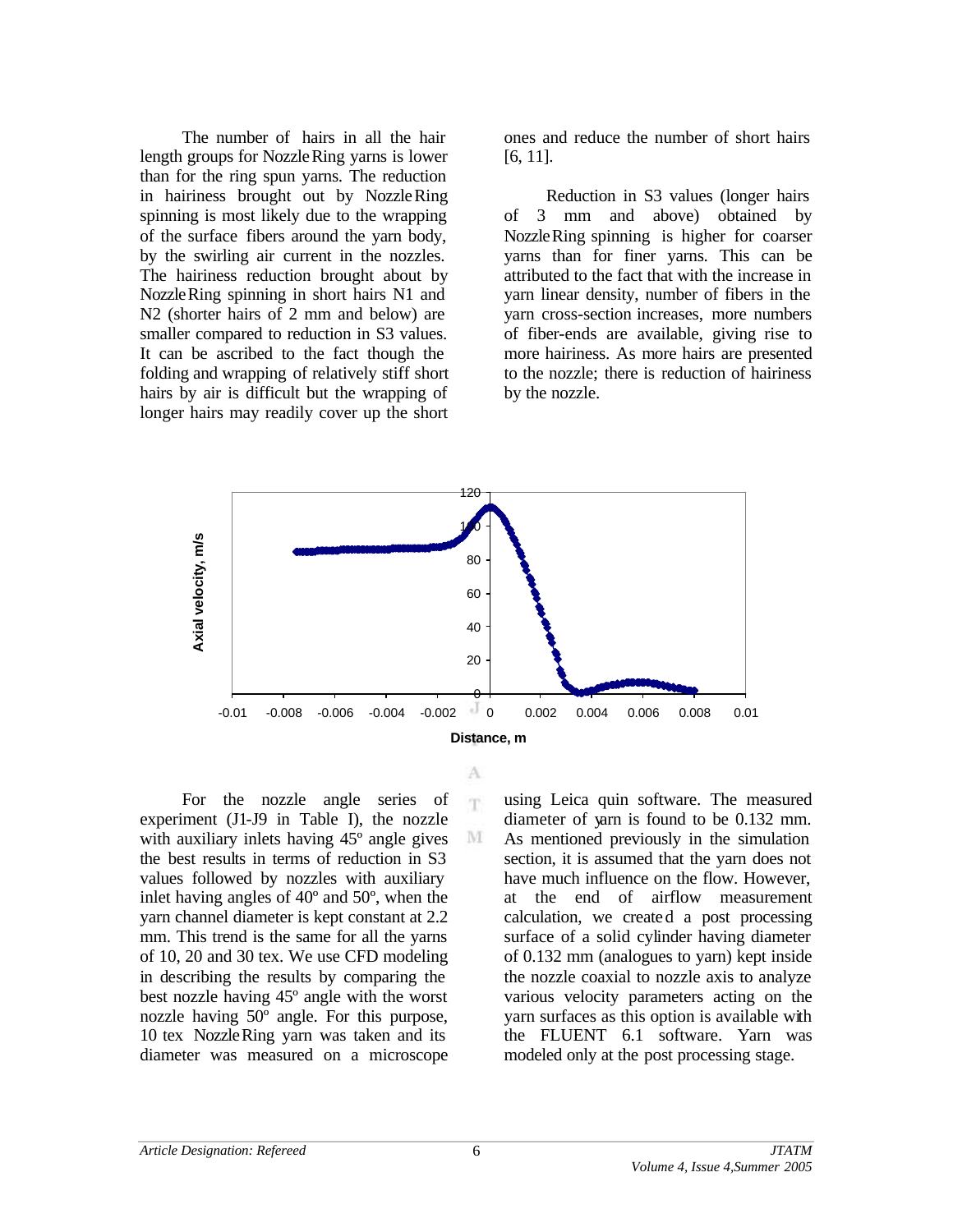The number of hairs in all the hair length groups for NozzleRing yarns is lower than for the ring spun yarns. The reduction in hairiness brought out by NozzleRing spinning is most likely due to the wrapping of the surface fibers around the yarn body, by the swirling air current in the nozzles. The hairiness reduction brought about by NozzleRing spinning in short hairs N1 and N2 (shorter hairs of 2 mm and below) are smaller compared to reduction in S3 values. It can be ascribed to the fact though the folding and wrapping of relatively stiff short hairs by air is difficult but the wrapping of longer hairs may readily cover up the short ones and reduce the number of short hairs [6, 11].

Reduction in S3 values (longer hairs of 3 mm and above) obtained by NozzleRing spinning is higher for coarser yarns than for finer yarns. This can be attributed to the fact that with the increase in yarn linear density, number of fibers in the yarn cross-section increases, more numbers of fiber-ends are available, giving rise to more hairiness. As more hairs are presented to the nozzle; there is reduction of hairiness by the nozzle.

For the nozzle angle series of experiment (J1-J9 in Table I), the nozzle with auxiliary inlets having 45º angle gives the best results in terms of reduction in S3 values followed by nozzles with auxiliary inlet having angles of 40º and 50º, when the yarn channel diameter is kept constant at 2.2 mm. This trend is the same for all the yarns of 10, 20 and 30 tex. We use CFD modeling in describing the results by comparing the best nozzle having 45º angle with the worst nozzle having 50º angle. For this purpose, 10 tex NozzleRing yarn was taken and its diameter was measured on a microscope using Leica quin software. The measured diameter of yarn is found to be 0.132 mm. As mentioned previously in the simulation section, it is assumed that the yarn does not have much influence on the flow. However, at the end of airflow measurement calculation, we created a post processing surface of a solid cylinder having diameter of 0.132 mm (analogues to yarn) kept inside the nozzle coaxial to nozzle axis to analyze various velocity parameters acting on the yarn surfaces as this option is available with the FLUENT 6.1 software. Yarn was modeled only at the post processing stage.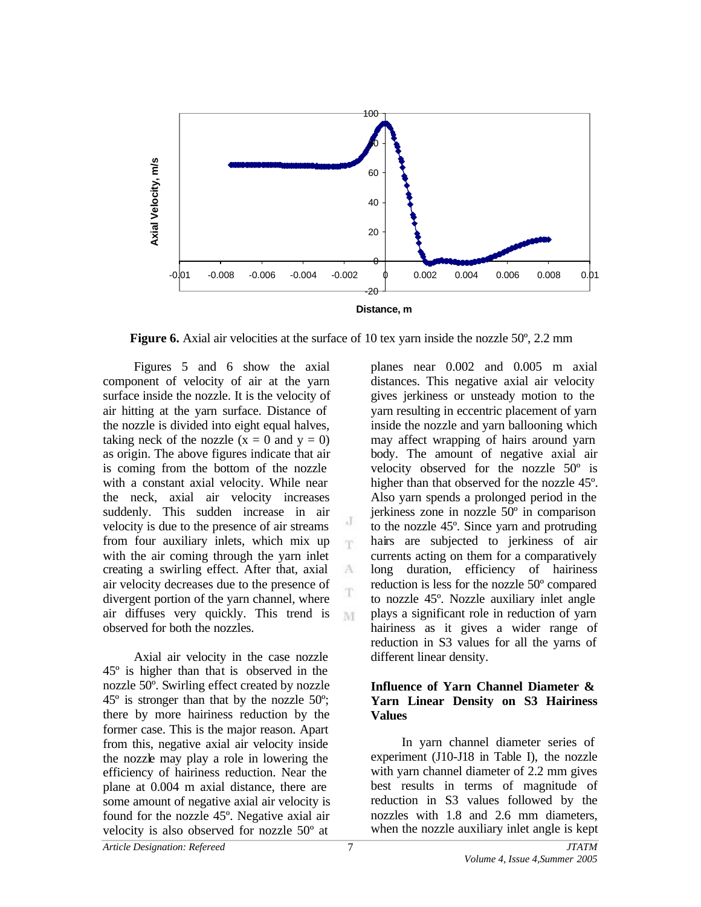**Figure 6.** Axial air velocities at the surface of 10 tex yarn inside the nozzle 50º, 2.2 mm

Figures 5 and 6 show the axial component of velocity of air at the yarn surface inside the nozzle. It is the velocity of air hitting at the yarn surface. Distance of the nozzle is divided into eight equal halves, taking neck of the nozzle ($x = 0$ and $y = 0$) as origin. The above figures indicate that air is coming from the bottom of the nozzle with a constant axial velocity. While near the neck, axial air velocity increases suddenly. This sudden increase in air velocity is due to the presence of air streams from four auxiliary inlets, which mix up with the air coming through the yarn inlet creating a swirling effect. After that, axial air velocity decreases due to the presence of divergent portion of the yarn channel, where air diffuses very quickly. This trend is observed for both the nozzles.

Axial air velocity in the case nozzle 45º is higher than that is observed in the nozzle 50º. Swirling effect created by nozzle 45º is stronger than that by the nozzle 50º; there by more hairiness reduction by the former case. This is the major reason. Apart from this, negative axial air velocity inside the nozzle may play a role in lowering the efficiency of hairiness reduction. Near the plane at 0.004 m axial distance, there are some amount of negative axial air velocity is found for the nozzle 45º. Negative axial air velocity is also observed for nozzle 50º at planes near 0.002 and 0.005 m axial distances. This negative axial air velocity gives jerkiness or unsteady motion to the yarn resulting in eccentric placement of yarn inside the nozzle and yarn ballooning which may affect wrapping of hairs around yarn body. The amount of negative axial air velocity observed for the nozzle 50º is higher than that observed for the nozzle 45º. Also yarn spends a prolonged period in the jerkiness zone in nozzle 50º in comparison to the nozzle 45º. Since yarn and protruding hairs are subjected to jerkiness of air currents acting on them for a comparatively long duration, efficiency of hairiness reduction is less for the nozzle 50º compared to nozzle 45º. Nozzle auxiliary inlet angle plays a significant role in reduction of yarn hairiness as it gives a wider range of reduction in S3 values for all the yarns of different linear density.

### Influence of Yarn Channel Diameter & Yarn Linear Density on S3 Hairiness Values

In yarn channel diameter series of experiment (J10-J18 in Table I), the nozzle with yarn channel diameter of 2.2 mm gives best results in terms of magnitude of reduction in S3 values followed by the nozzles with 1.8 and 2.6 mm diameters, when the nozzle auxiliary inlet angle is kept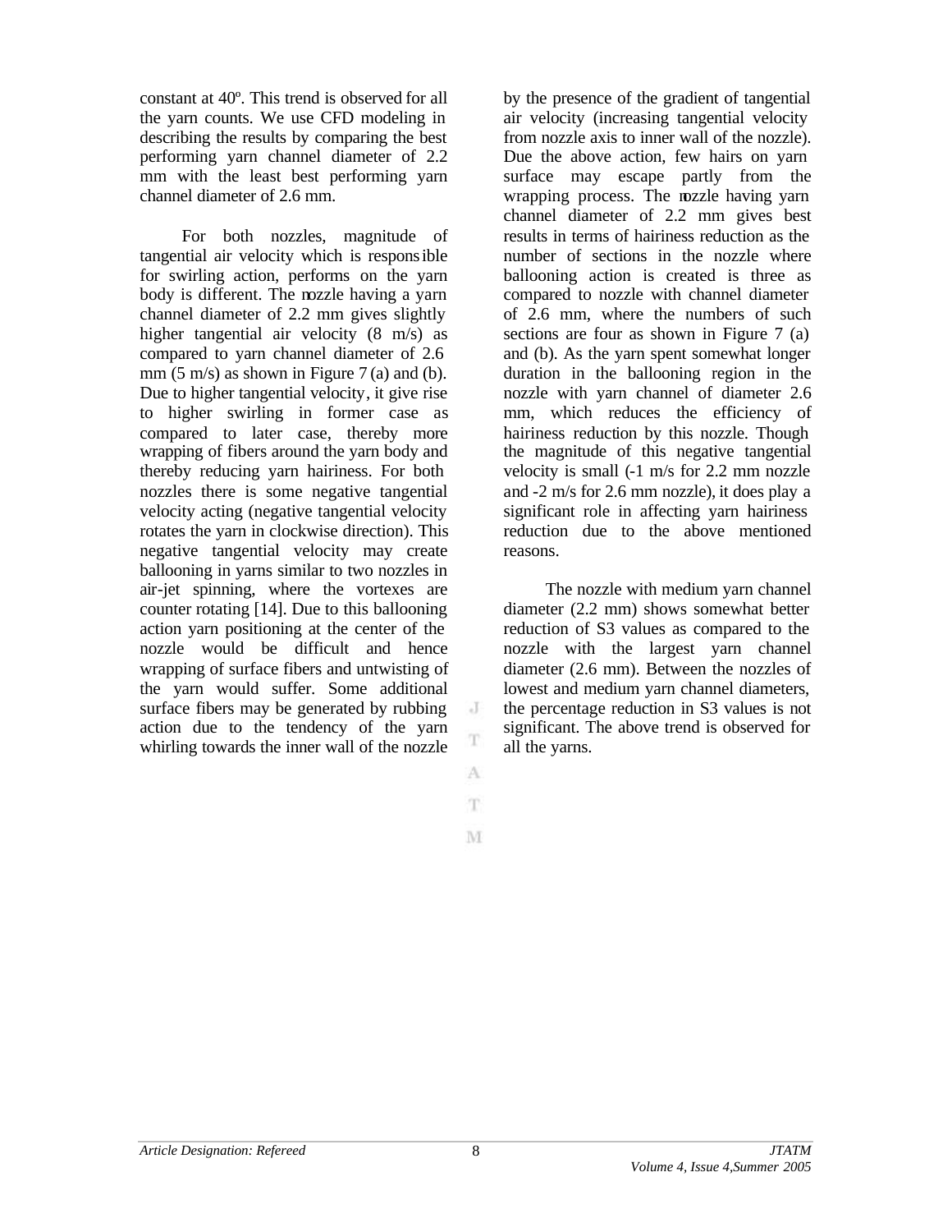constant at 40º. This trend is observed for all the yarn counts. We use CFD modeling in describing the results by comparing the best performing yarn channel diameter of 2.2 mm with the least best performing yarn channel diameter of 2.6 mm.

For both nozzles, magnitude of tangential air velocity which is responsible for swirling action, performs on the yarn body is different. The nozzle having a yarn channel diameter of 2.2 mm gives slightly higher tangential air velocity (8 m/s) as compared to yarn channel diameter of 2.6 mm (5 m/s) as shown in Figure 7 (a) and (b). Due to higher tangential velocity, it give rise to higher swirling in former case as compared to later case, thereby more wrapping of fibers around the yarn body and thereby reducing yarn hairiness. For both nozzles there is some negative tangential velocity acting (negative tangential velocity rotates the yarn in clockwise direction). This negative tangential velocity may create ballooning in yarns similar to two nozzles in air-jet spinning, where the vortexes are counter rotating [14]. Due to this ballooning action yarn positioning at the center of the nozzle would be difficult and hence wrapping of surface fibers and untwisting of the yarn would suffer. Some additional surface fibers may be generated by rubbing action due to the tendency of the yarn whirling towards the inner wall of the nozzle by the presence of the gradient of tangential air velocity (increasing tangential velocity from nozzle axis to inner wall of the nozzle). Due the above action, few hairs on yarn surface may escape partly from the wrapping process. The nozzle having yarn channel diameter of 2.2 mm gives best results in terms of hairiness reduction as the number of sections in the nozzle where ballooning action is created is three as compared to nozzle with channel diameter of 2.6 mm, where the numbers of such sections are four as shown in Figure 7 (a) and (b). As the yarn spent somewhat longer duration in the ballooning region in the nozzle with yarn channel of diameter 2.6 mm, which reduces the efficiency of hairiness reduction by this nozzle. Though the magnitude of this negative tangential velocity is small (-1 m/s for 2.2 mm nozzle and -2 m/s for 2.6 mm nozzle), it does play a significant role in affecting yarn hairiness reduction due to the above mentioned reasons.

The nozzle with medium yarn channel diameter (2.2 mm) shows somewhat better reduction of S3 values as compared to the nozzle with the largest yarn channel diameter (2.6 mm). Between the nozzles of lowest and medium yarn channel diameters, the percentage reduction in S3 values is not significant. The above trend is observed for all the yarns.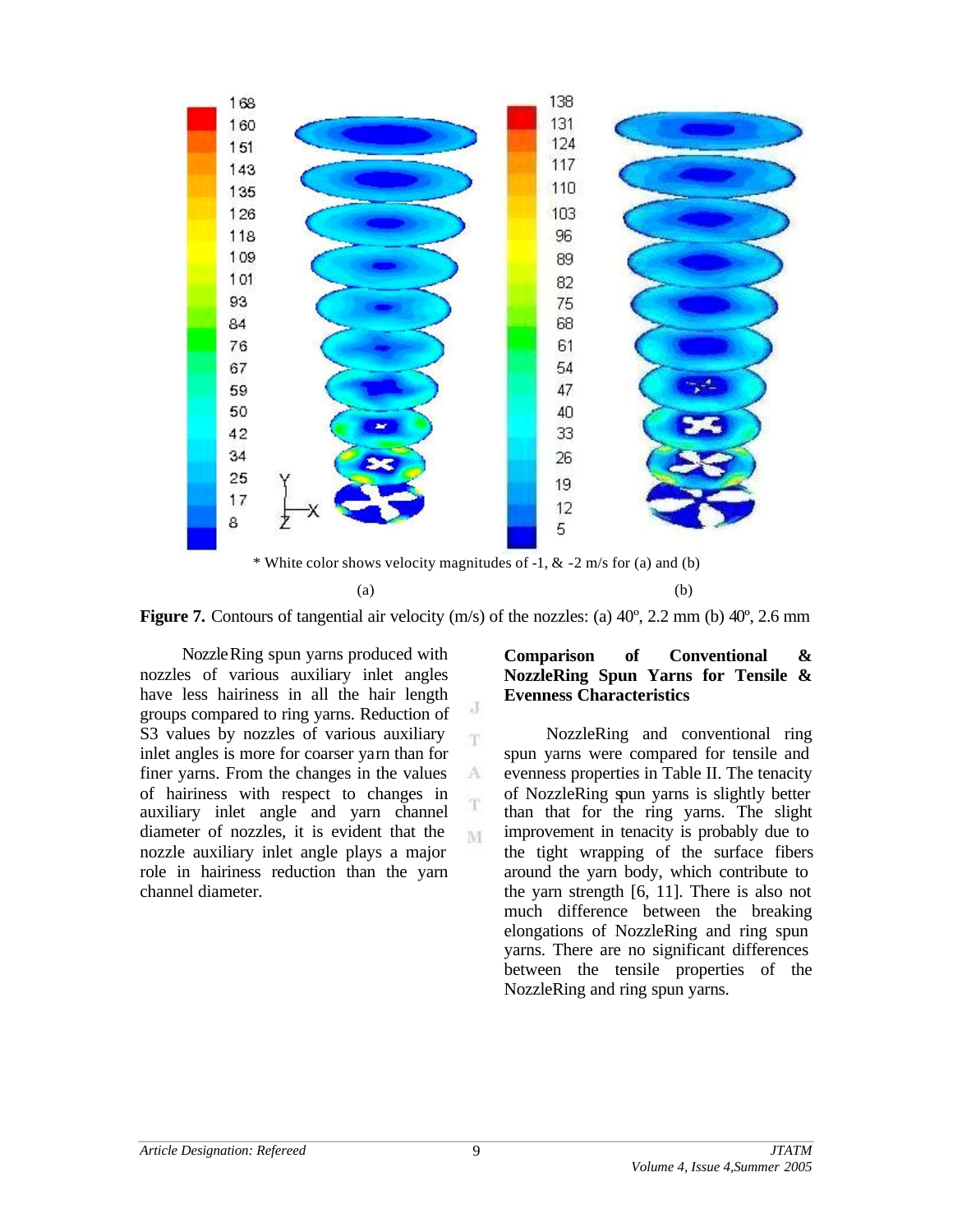\* White color shows velocity magnitudes of -1, & -2 m/s for (a) and (b)

(a) (b)

**Figure 7.** Contours of tangential air velocity (m/s) of the nozzles: (a) 40º, 2.2 mm (b) 40º, 2.6 mm

NozzleRing spun yarns produced with nozzles of various auxiliary inlet angles have less hairiness in all the hair length groups compared to ring yarns. Reduction of S3 values by nozzles of various auxiliary inlet angles is more for coarser yarn than for finer yarns. From the changes in the values of hairiness with respect to changes in auxiliary inlet angle and yarn channel diameter of nozzles, it is evident that the nozzle auxiliary inlet angle plays a major role in hairiness reduction than the yarn channel diameter.

**Comparison of Conventional & NozzleRing Spun Yarns for Tensile & Evenness Characteristics**

NozzleRing and conventional ring spun yarns were compared for tensile and evenness properties in Table II. The tenacity of NozzleRing spun yarns is slightly better than that for the ring yarns. The slight improvement in tenacity is probably due to the tight wrapping of the surface fibers around the yarn body, which contribute to the yarn strength [6, 11]. There is also not much difference between the breaking elongations of NozzleRing and ring spun yarns. There are no significant differences between the tensile properties of the NozzleRing and ring spun yarns.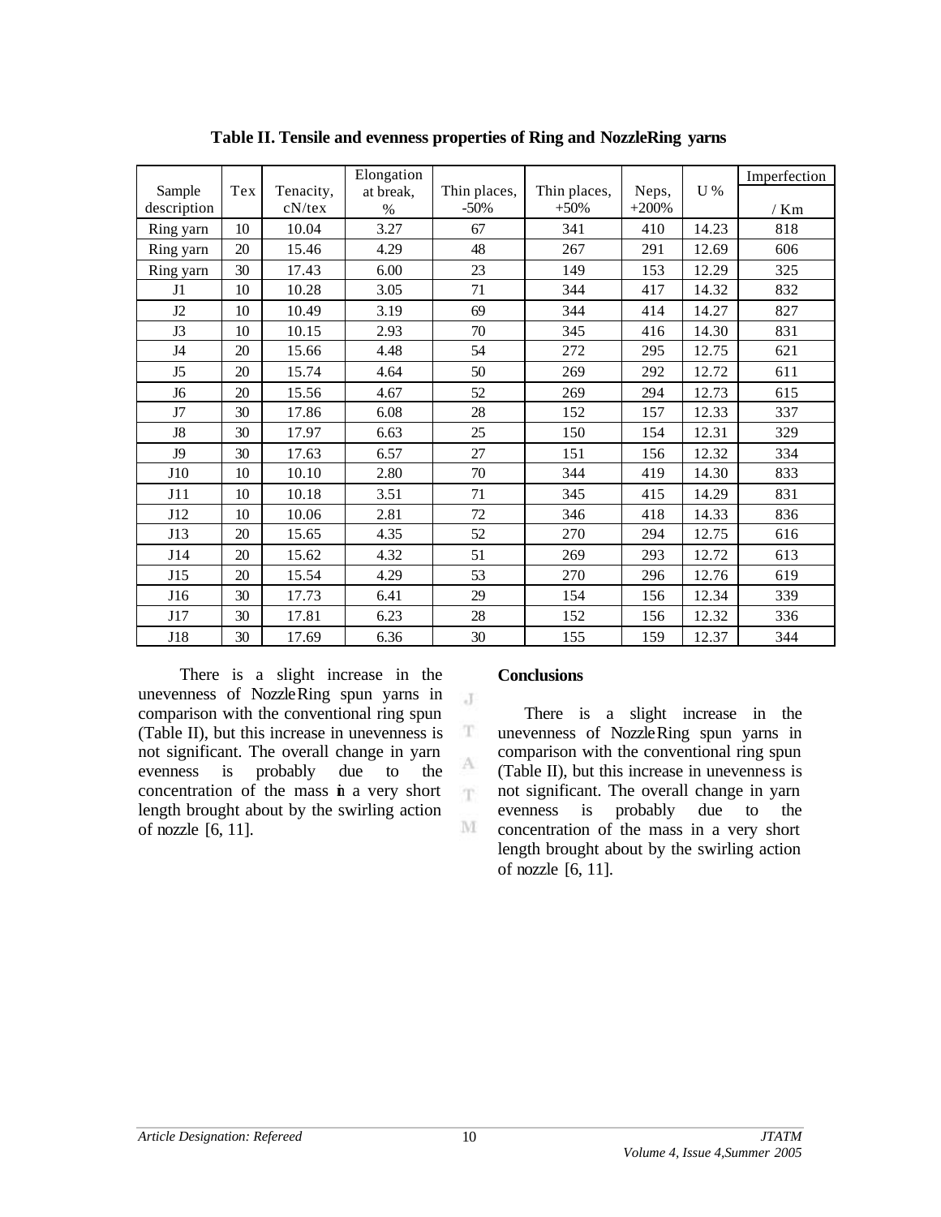**Table II. Tensile and evenness properties of Ring and NozzleRing yarns**

| Sample description | Tex | Tenacity, cN/tex | Elongation at break, % | Thin places, -50% | Thin places, +50% | Neps, +200% | U % | Imperfection / Km |
|---|---|---|---|---|---|---|---|---|
| Ring yarn | 10 | 10.04 | 3.27 | 67 | 341 | 410 | 14.23 | 818 |
| Ring yarn | 20 | 15.46 | 4.29 | 48 | 267 | 291 | 12.69 | 606 |
| Ring yarn | 30 | 17.43 | 6.00 | 23 | 149 | 153 | 12.29 | 325 |
| J1 | 10 | 10.28 | 3.05 | 71 | 344 | 417 | 14.32 | 832 |
| J2 | 10 | 10.49 | 3.19 | 69 | 344 | 414 | 14.27 | 827 |
| J3 | 10 | 10.15 | 2.93 | 70 | 345 | 416 | 14.30 | 831 |
| J4 | 20 | 15.66 | 4.48 | 54 | 272 | 295 | 12.75 | 621 |
| J5 | 20 | 15.74 | 4.64 | 50 | 269 | 292 | 12.72 | 611 |
| J6 | 20 | 15.56 | 4.67 | 52 | 269 | 294 | 12.73 | 615 |
| J7 | 30 | 17.86 | 6.08 | 28 | 152 | 157 | 12.33 | 337 |
| J8 | 30 | 17.97 | 6.63 | 25 | 150 | 154 | 12.31 | 329 |
| J9 | 30 | 17.63 | 6.57 | 27 | 151 | 156 | 12.32 | 334 |
| J10 | 10 | 10.10 | 2.80 | 70 | 344 | 419 | 14.30 | 833 |
| J11 | 10 | 10.18 | 3.51 | 71 | 345 | 415 | 14.29 | 831 |
| J12 | 10 | 10.06 | 2.81 | 72 | 346 | 418 | 14.33 | 836 |
| J13 | 20 | 15.65 | 4.35 | 52 | 270 | 294 | 12.75 | 616 |
| J14 | 20 | 15.62 | 4.32 | 51 | 269 | 293 | 12.72 | 613 |
| J15 | 20 | 15.54 | 4.29 | 53 | 270 | 296 | 12.76 | 619 |
| J16 | 30 | 17.73 | 6.41 | 29 | 154 | 156 | 12.34 | 339 |
| J17 | 30 | 17.81 | 6.23 | 28 | 152 | 156 | 12.32 | 336 |
| J18 | 30 | 17.69 | 6.36 | 30 | 155 | 159 | 12.37 | 344 |

There is a slight increase in the unevenness of NozzleRing spun yarns in comparison with the conventional ring spun (Table II), but this increase in unevenness is not significant. The overall change in yarn evenness is probably due to the concentration of the mass in a very short length brought about by the swirling action of nozzle [6, 11].

## Conclusions

There is a slight increase in the unevenness of NozzleRing spun yarns in comparison with the conventional ring spun (Table II), but this increase in unevenness is not significant. The overall change in yarn evenness is probably due to the concentration of the mass in a very short length brought about by the swirling action of nozzle [6, 11].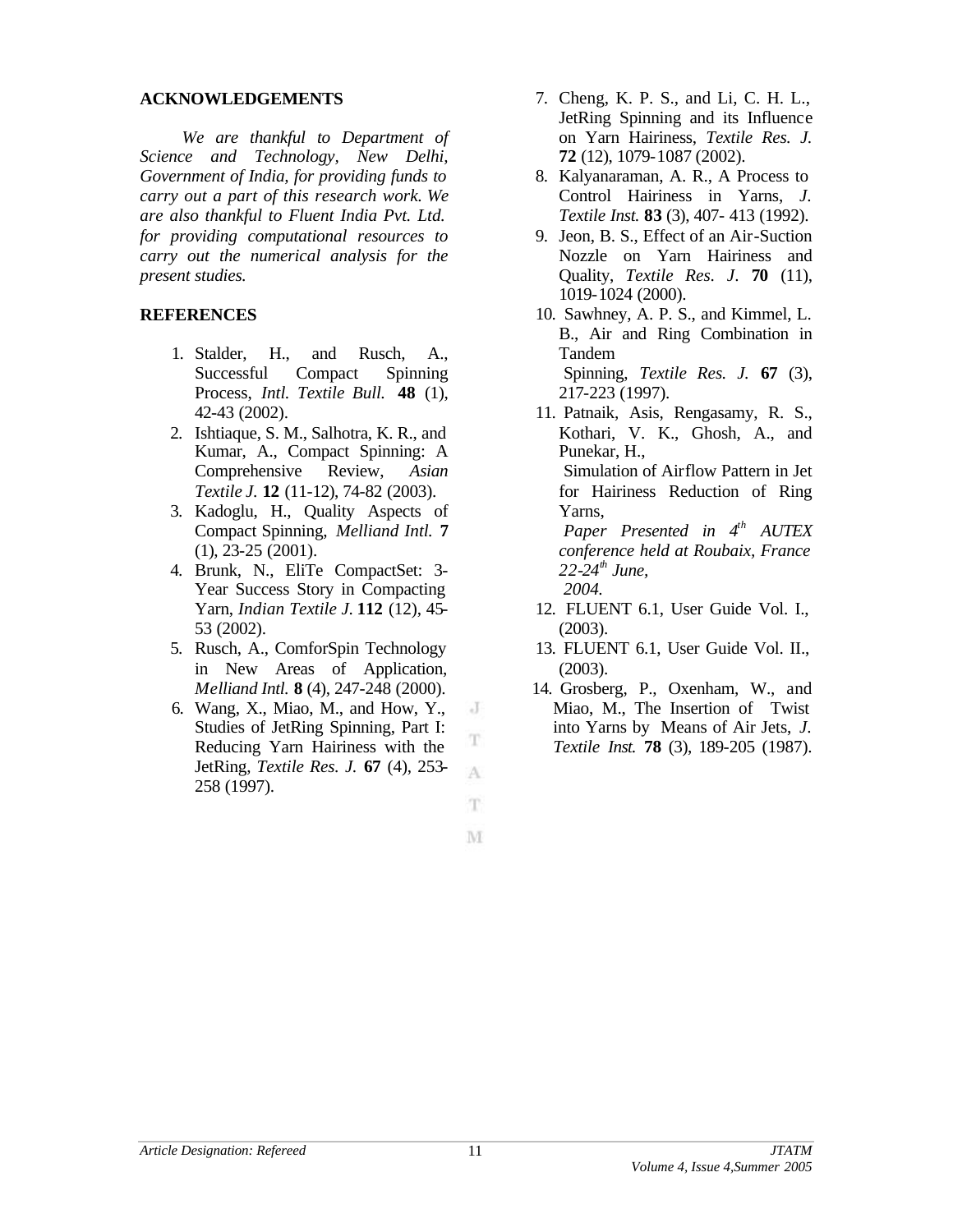## ACKNOWLEDGEMENTS

*We are thankful to Department of Science and Technology, New Delhi, Government of India, for providing funds to carry out a part of this research work. We are also thankful to Fluent India Pvt. Ltd. for providing computational resources to carry out the numerical analysis for the present studies.*

## REFERENCES

1. Stalder, H., and Rusch, A., Successful Compact Spinning Process, *Intl. Textile Bull.* **48** (1), 42-43 (2002).
2. Ishtiaque, S. M., Salhotra, K. R., and Kumar, A., Compact Spinning: A Comprehensive Review, *Asian Textile J.* **12** (11-12), 74-82 (2003).
3. Kadoglu, H., Quality Aspects of Compact Spinning, *Melliand Intl.* **7** (1), 23-25 (2001).
4. Brunk, N., EliTe CompactSet: 3-Year Success Story in Compacting Yarn, *Indian Textile J.* **112** (12), 45-53 (2002).
5. Rusch, A., ComforSpin Technology in New Areas of Application, *Melliand Intl.* **8** (4), 247-248 (2000).
6. Wang, X., Miao, M., and How, Y., Studies of JetRing Spinning, Part I: Reducing Yarn Hairiness with the JetRing, *Textile Res. J.* **67** (4), 253-258 (1997).
7. Cheng, K. P. S., and Li, C. H. L., JetRing Spinning and its Influence on Yarn Hairiness, *Textile Res. J.* **72** (12), 1079-1087 (2002).
8. Kalyanaraman, A. R., A Process to Control Hairiness in Yarns, *J. Textile Inst.* **83** (3), 407- 413 (1992).
9. Jeon, B. S., Effect of an Air-Suction Nozzle on Yarn Hairiness and Quality, *Textile Res. J.* **70** (11), 1019-1024 (2000).
10. Sawhney, A. P. S., and Kimmel, L. B., Air and Ring Combination in Tandem Spinning, *Textile Res. J.* **67** (3), 217-223 (1997).
11. Patnaik, Asis, Rengasamy, R. S., Kothari, V. K., Ghosh, A., and Punekar, H., Simulation of Airflow Pattern in Jet for Hairiness Reduction of Ring Yarns, *Paper Presented in 4th AUTEX conference held at Roubaix, France 22-24th June, 2004.*
12. FLUENT 6.1, User Guide Vol. I., (2003).
13. FLUENT 6.1, User Guide Vol. II., (2003).
14. Grosberg, P., Oxenham, W., and Miao, M., The Insertion of Twist into Yarns by Means of Air Jets, *J. Textile Inst.* **78** (3), 189-205 (1987).